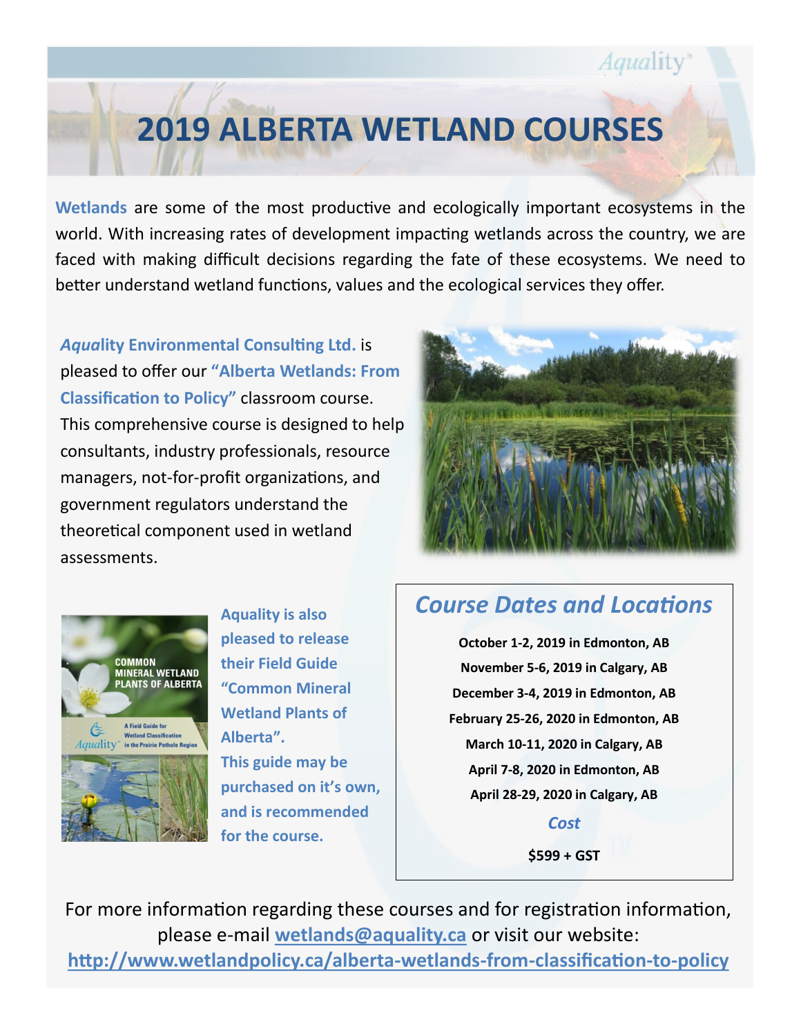# 2019 ALBERTA WETLAND COURSES

**Wetlands** are some of the most productive and ecologically important ecosystems in the world. With increasing rates of development impacting wetlands across the country, we are faced with making difficult decisions regarding the fate of these ecosystems. We need to better understand wetland functions, values and the ecological services they offer.

***Aqua*lity Environmental Consulting Ltd.** is pleased to offer our **"Alberta Wetlands: From Classification to Policy"** classroom course. This comprehensive course is designed to help consultants, industry professionals, resource managers, not-for-profit organizations, and government regulators understand the theoretical component used in wetland assessments.

**Aquality is also pleased to release their Field Guide "Common Mineral Wetland Plants of Alberta". This guide may be purchased on it's own, and is recommended for the course.**

## *Course Dates and Locations*

**October 1-2, 2019 in Edmonton, AB**
**November 5-6, 2019 in Calgary, AB**
**December 3-4, 2019 in Edmonton, AB**
**February 25-26, 2020 in Edmonton, AB**
**March 10-11, 2020 in Calgary, AB**
**April 7-8, 2020 in Edmonton, AB**
**April 28-29, 2020 in Calgary, AB**

### *Cost*

**$599 + GST**

For more information regarding these courses and for registration information, please e-mail **wetlands@aquality.ca** or visit our website: **http://www.wetlandpolicy.ca/alberta-wetlands-from-classification-to-policy**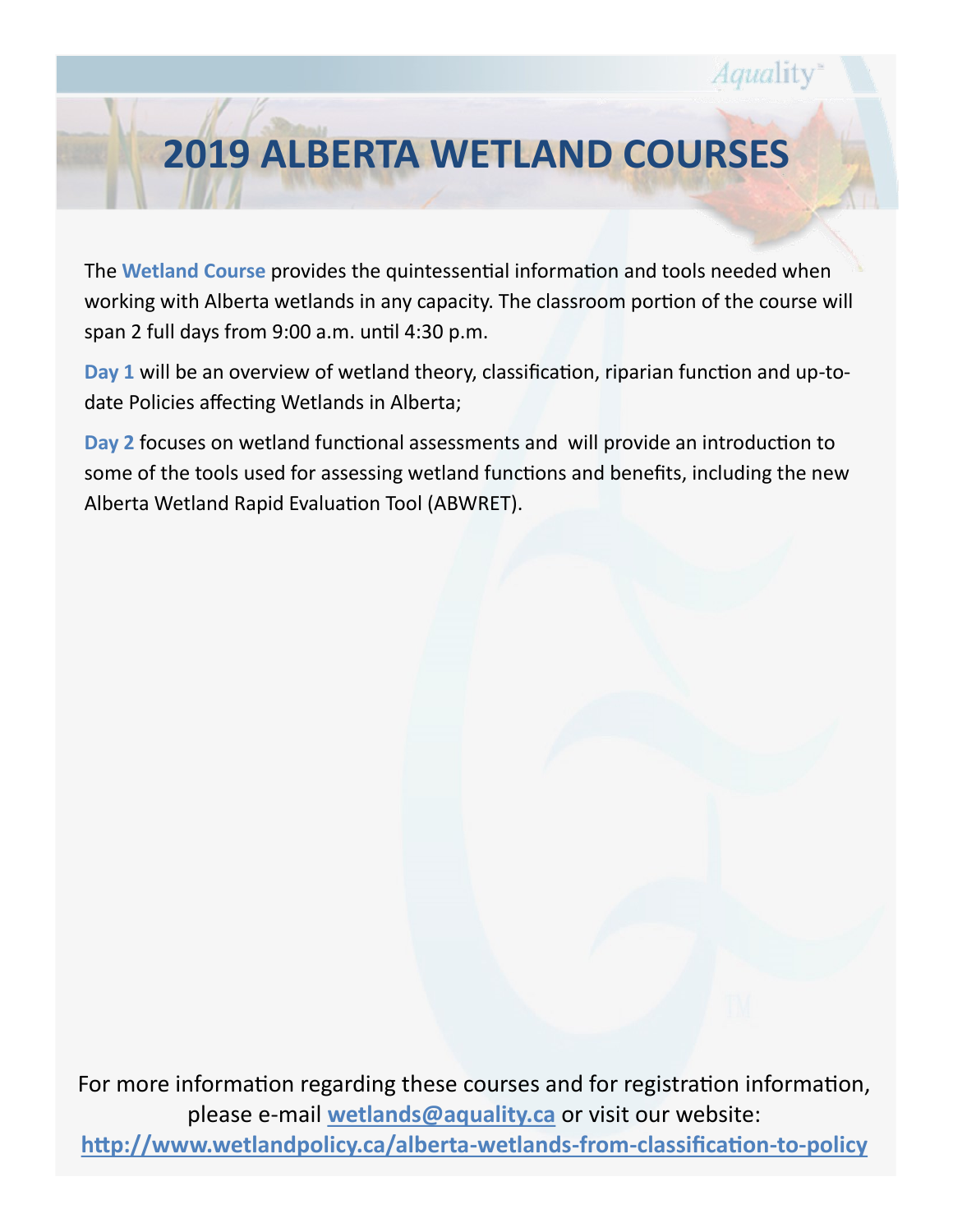# 2019 ALBERTA WETLAND COURSES

The **Wetland Course** provides the quintessential information and tools needed when working with Alberta wetlands in any capacity. The classroom portion of the course will span 2 full days from 9:00 a.m. until 4:30 p.m.

**Day 1** will be an overview of wetland theory, classification, riparian function and up-to-date Policies affecting Wetlands in Alberta;

**Day 2** focuses on wetland functional assessments and will provide an introduction to some of the tools used for assessing wetland functions and benefits, including the new Alberta Wetland Rapid Evaluation Tool (ABWRET).

For more information regarding these courses and for registration information, please e-mail **wetlands@aquality.ca** or visit our website: **http://www.wetlandpolicy.ca/alberta-wetlands-from-classification-to-policy**